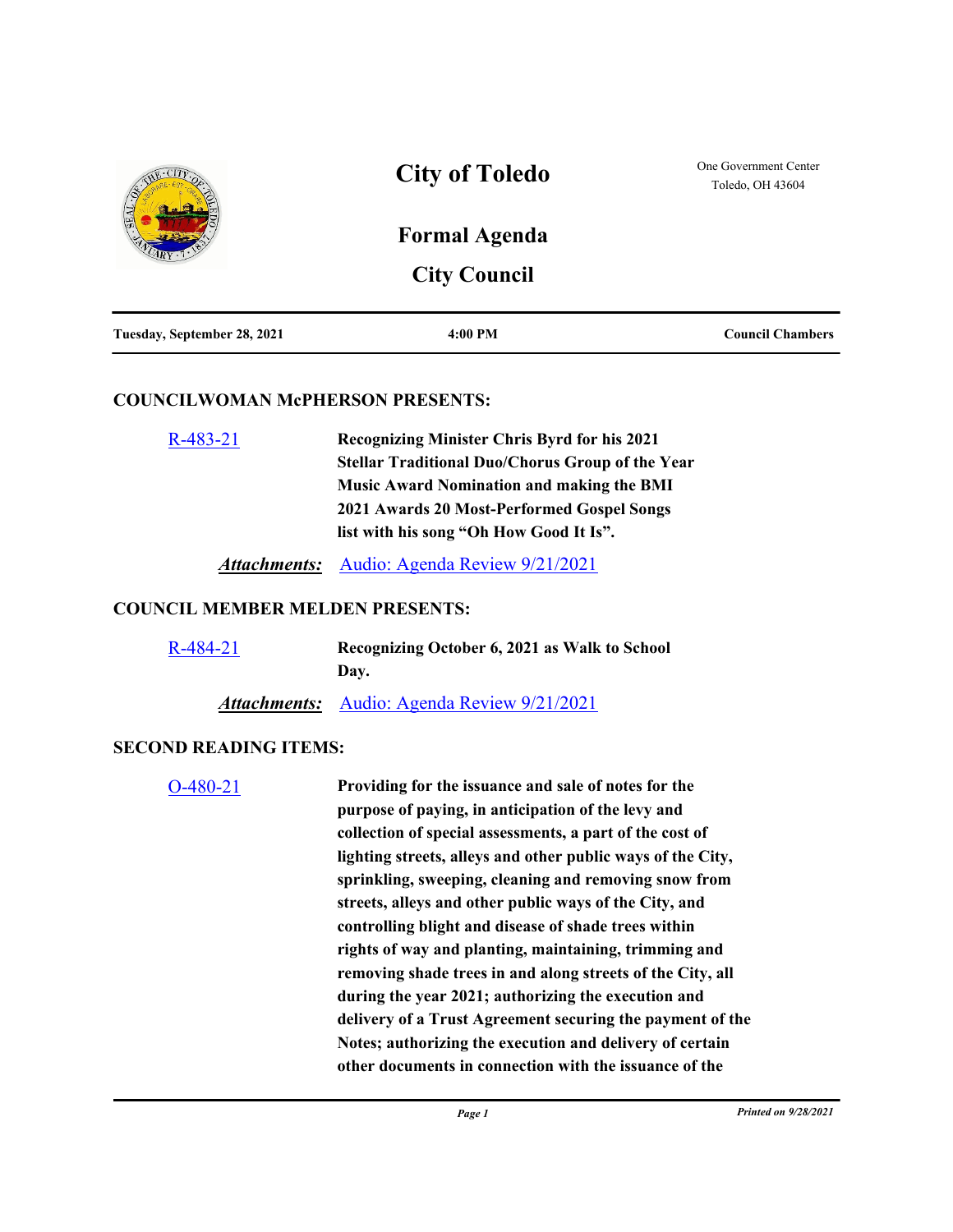# City of Toledo

One Government Center
Toledo, OH 43604

## Formal Agenda

## City Council

| Tuesday, September 28, 2021 | 4:00 PM | Council Chambers |
|---|---|---|

### COUNCILWOMAN McPHERSON PRESENTS:

R-483-21 **Recognizing Minister Chris Byrd for his 2021 Stellar Traditional Duo/Chorus Group of the Year Music Award Nomination and making the BMI 2021 Awards 20 Most-Performed Gospel Songs list with his song "Oh How Good It Is".**

***Attachments:*** Audio: Agenda Review 9/21/2021

### COUNCIL MEMBER MELDEN PRESENTS:

R-484-21 **Recognizing October 6, 2021 as Walk to School Day.**

***Attachments:*** Audio: Agenda Review 9/21/2021

### SECOND READING ITEMS:

O-480-21 **Providing for the issuance and sale of notes for the purpose of paying, in anticipation of the levy and collection of special assessments, a part of the cost of lighting streets, alleys and other public ways of the City, sprinkling, sweeping, cleaning and removing snow from streets, alleys and other public ways of the City, and controlling blight and disease of shade trees within rights of way and planting, maintaining, trimming and removing shade trees in and along streets of the City, all during the year 2021; authorizing the execution and delivery of a Trust Agreement securing the payment of the Notes; authorizing the execution and delivery of certain other documents in connection with the issuance of the**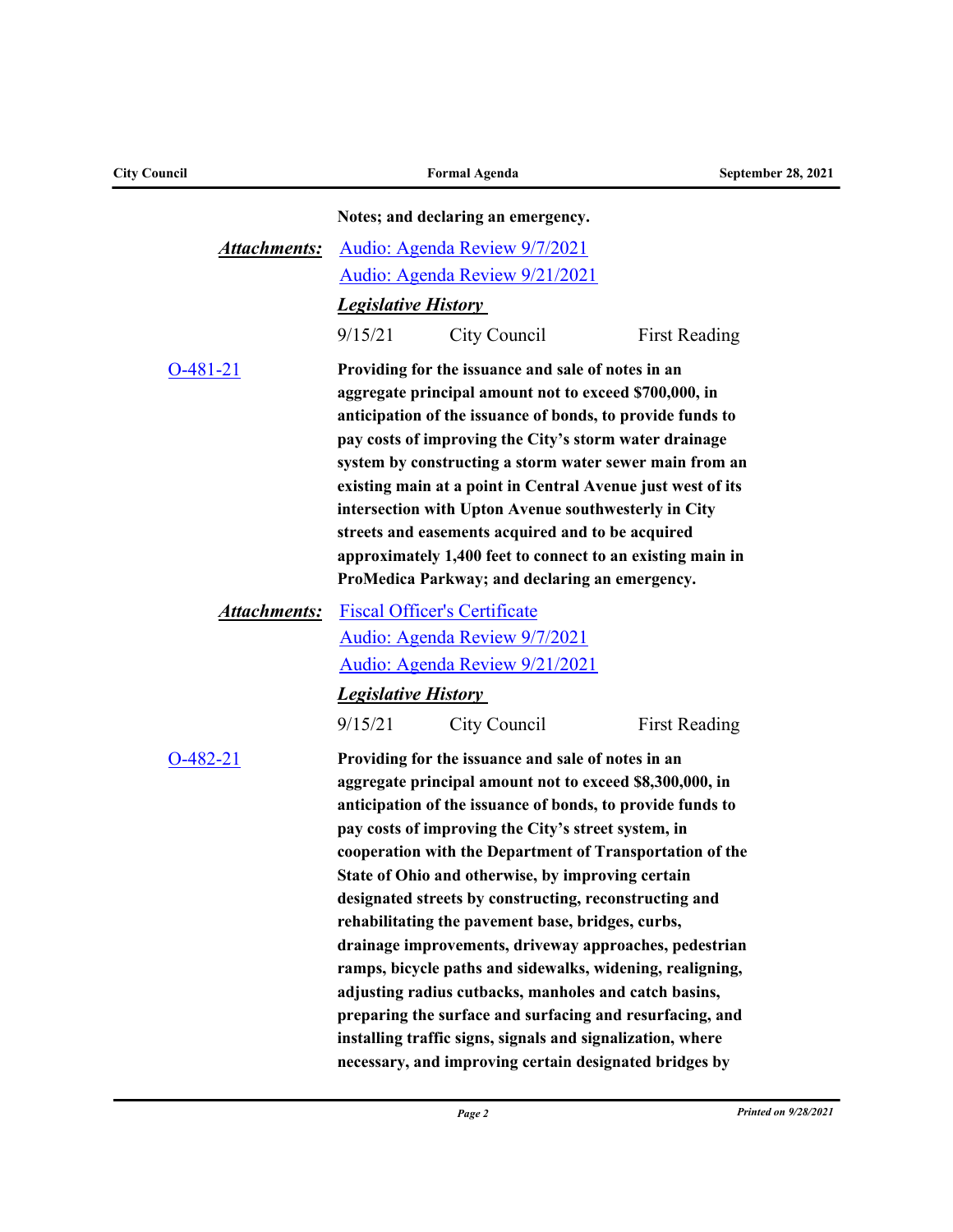**Notes; and declaring an emergency.**

***Attachments:*** Audio: Agenda Review 9/7/2021
Audio: Agenda Review 9/21/2021

***Legislative History***

| | | |
|---|---|---|
| 9/15/21 | City Council | First Reading |

O-481-21

**Providing for the issuance and sale of notes in an aggregate principal amount not to exceed $700,000, in anticipation of the issuance of bonds, to provide funds to pay costs of improving the City's storm water drainage system by constructing a storm water sewer main from an existing main at a point in Central Avenue just west of its intersection with Upton Avenue southwesterly in City streets and easements acquired and to be acquired approximately 1,400 feet to connect to an existing main in ProMedica Parkway; and declaring an emergency.**

***Attachments:*** Fiscal Officer's Certificate
Audio: Agenda Review 9/7/2021
Audio: Agenda Review 9/21/2021

***Legislative History***

| | | |
|---|---|---|
| 9/15/21 | City Council | First Reading |

O-482-21

**Providing for the issuance and sale of notes in an aggregate principal amount not to exceed $8,300,000, in anticipation of the issuance of bonds, to provide funds to pay costs of improving the City's street system, in cooperation with the Department of Transportation of the State of Ohio and otherwise, by improving certain designated streets by constructing, reconstructing and rehabilitating the pavement base, bridges, curbs, drainage improvements, driveway approaches, pedestrian ramps, bicycle paths and sidewalks, widening, realigning, adjusting radius cutbacks, manholes and catch basins, preparing the surface and surfacing and resurfacing, and installing traffic signs, signals and signalization, where necessary, and improving certain designated bridges by**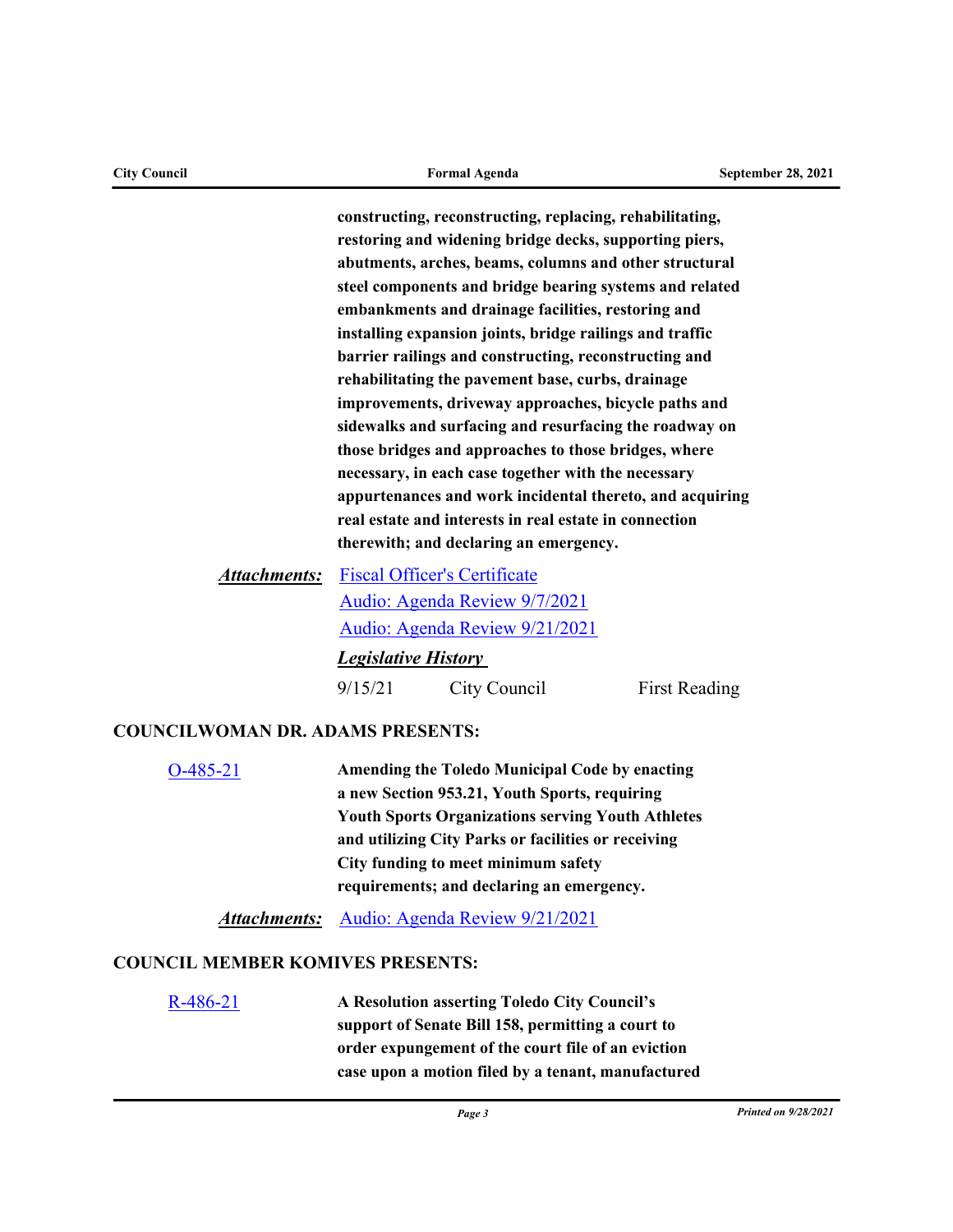**constructing, reconstructing, replacing, rehabilitating, restoring and widening bridge decks, supporting piers, abutments, arches, beams, columns and other structural steel components and bridge bearing systems and related embankments and drainage facilities, restoring and installing expansion joints, bridge railings and traffic barrier railings and constructing, reconstructing and rehabilitating the pavement base, curbs, drainage improvements, driveway approaches, bicycle paths and sidewalks and surfacing and resurfacing the roadway on those bridges and approaches to those bridges, where necessary, in each case together with the necessary appurtenances and work incidental thereto, and acquiring real estate and interests in real estate in connection therewith; and declaring an emergency.**

***Attachments:*** Fiscal Officer's Certificate
Audio: Agenda Review 9/7/2021
Audio: Agenda Review 9/21/2021

***Legislative History***

| | | |
|---|---|---|
| 9/15/21 | City Council | First Reading |

## COUNCILWOMAN DR. ADAMS PRESENTS:

O-485-21 **Amending the Toledo Municipal Code by enacting a new Section 953.21, Youth Sports, requiring Youth Sports Organizations serving Youth Athletes and utilizing City Parks or facilities or receiving City funding to meet minimum safety requirements; and declaring an emergency.**

***Attachments:*** Audio: Agenda Review 9/21/2021

## COUNCIL MEMBER KOMIVES PRESENTS:

R-486-21 **A Resolution asserting Toledo City Council's support of Senate Bill 158, permitting a court to order expungement of the court file of an eviction case upon a motion filed by a tenant, manufactured**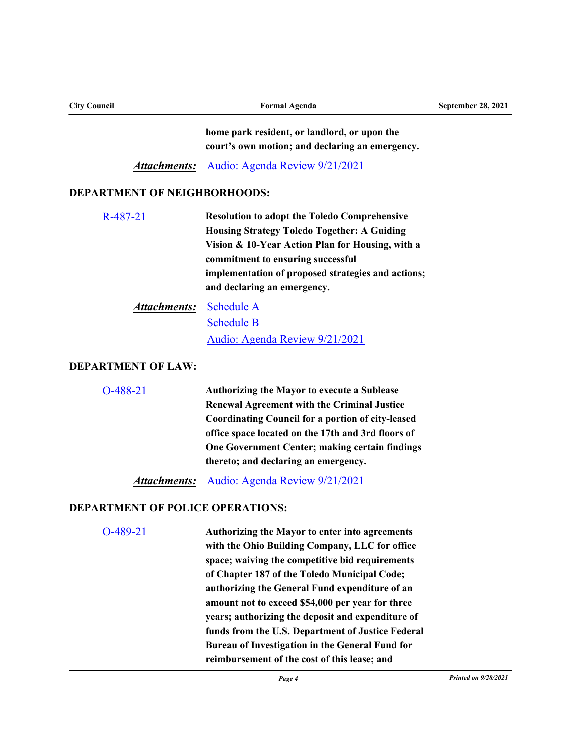**home park resident, or landlord, or upon the court's own motion; and declaring an emergency.**

***Attachments:*** Audio: Agenda Review 9/21/2021

## DEPARTMENT OF NEIGHBORHOODS:

R-487-21

**Resolution to adopt the Toledo Comprehensive Housing Strategy Toledo Together: A Guiding Vision & 10-Year Action Plan for Housing, with a commitment to ensuring successful implementation of proposed strategies and actions; and declaring an emergency.**

***Attachments:*** Schedule A
Schedule B
Audio: Agenda Review 9/21/2021

## DEPARTMENT OF LAW:

O-488-21

**Authorizing the Mayor to execute a Sublease Renewal Agreement with the Criminal Justice Coordinating Council for a portion of city-leased office space located on the 17th and 3rd floors of One Government Center; making certain findings thereto; and declaring an emergency.**

***Attachments:*** Audio: Agenda Review 9/21/2021

## DEPARTMENT OF POLICE OPERATIONS:

O-489-21

**Authorizing the Mayor to enter into agreements with the Ohio Building Company, LLC for office space; waiving the competitive bid requirements of Chapter 187 of the Toledo Municipal Code; authorizing the General Fund expenditure of an amount not to exceed $54,000 per year for three years; authorizing the deposit and expenditure of funds from the U.S. Department of Justice Federal Bureau of Investigation in the General Fund for reimbursement of the cost of this lease; and**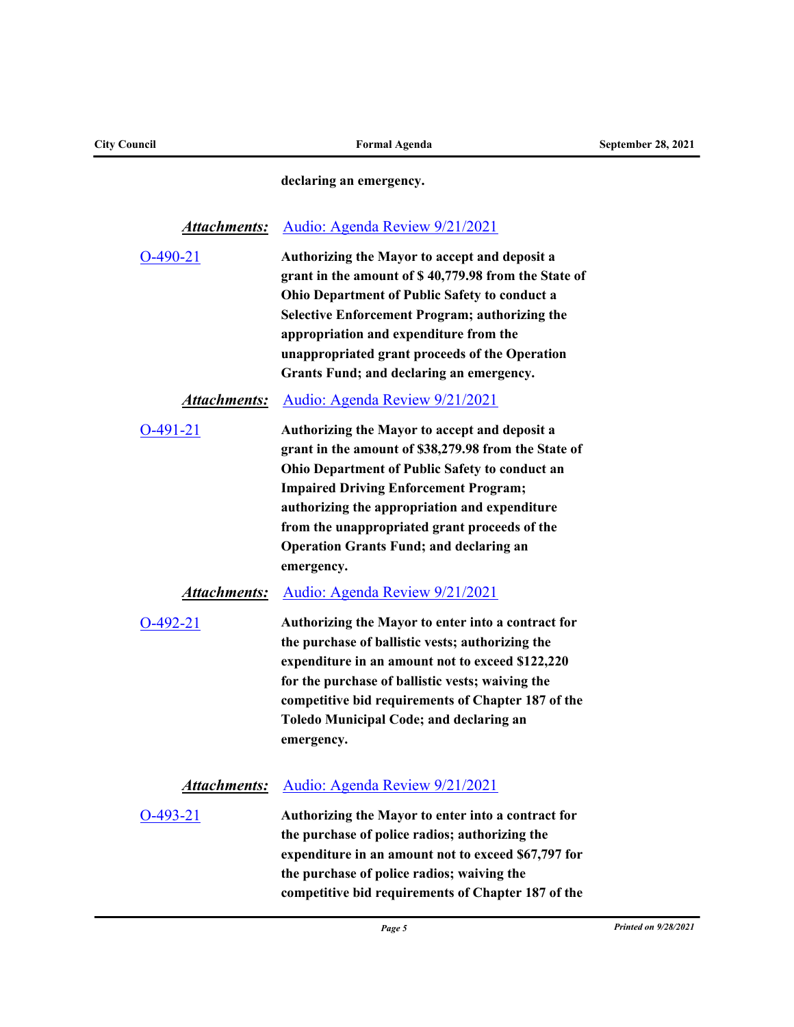**declaring an emergency.**

***Attachments:*** Audio: Agenda Review 9/21/2021

O-490-21 **Authorizing the Mayor to accept and deposit a grant in the amount of $ 40,779.98 from the State of Ohio Department of Public Safety to conduct a Selective Enforcement Program; authorizing the appropriation and expenditure from the unappropriated grant proceeds of the Operation Grants Fund; and declaring an emergency.**

***Attachments:*** Audio: Agenda Review 9/21/2021

O-491-21 **Authorizing the Mayor to accept and deposit a grant in the amount of $38,279.98 from the State of Ohio Department of Public Safety to conduct an Impaired Driving Enforcement Program; authorizing the appropriation and expenditure from the unappropriated grant proceeds of the Operation Grants Fund; and declaring an emergency.**

***Attachments:*** Audio: Agenda Review 9/21/2021

O-492-21 **Authorizing the Mayor to enter into a contract for the purchase of ballistic vests; authorizing the expenditure in an amount not to exceed $122,220 for the purchase of ballistic vests; waiving the competitive bid requirements of Chapter 187 of the Toledo Municipal Code; and declaring an emergency.**

***Attachments:*** Audio: Agenda Review 9/21/2021

O-493-21 **Authorizing the Mayor to enter into a contract for the purchase of police radios; authorizing the expenditure in an amount not to exceed $67,797 for the purchase of police radios; waiving the competitive bid requirements of Chapter 187 of the**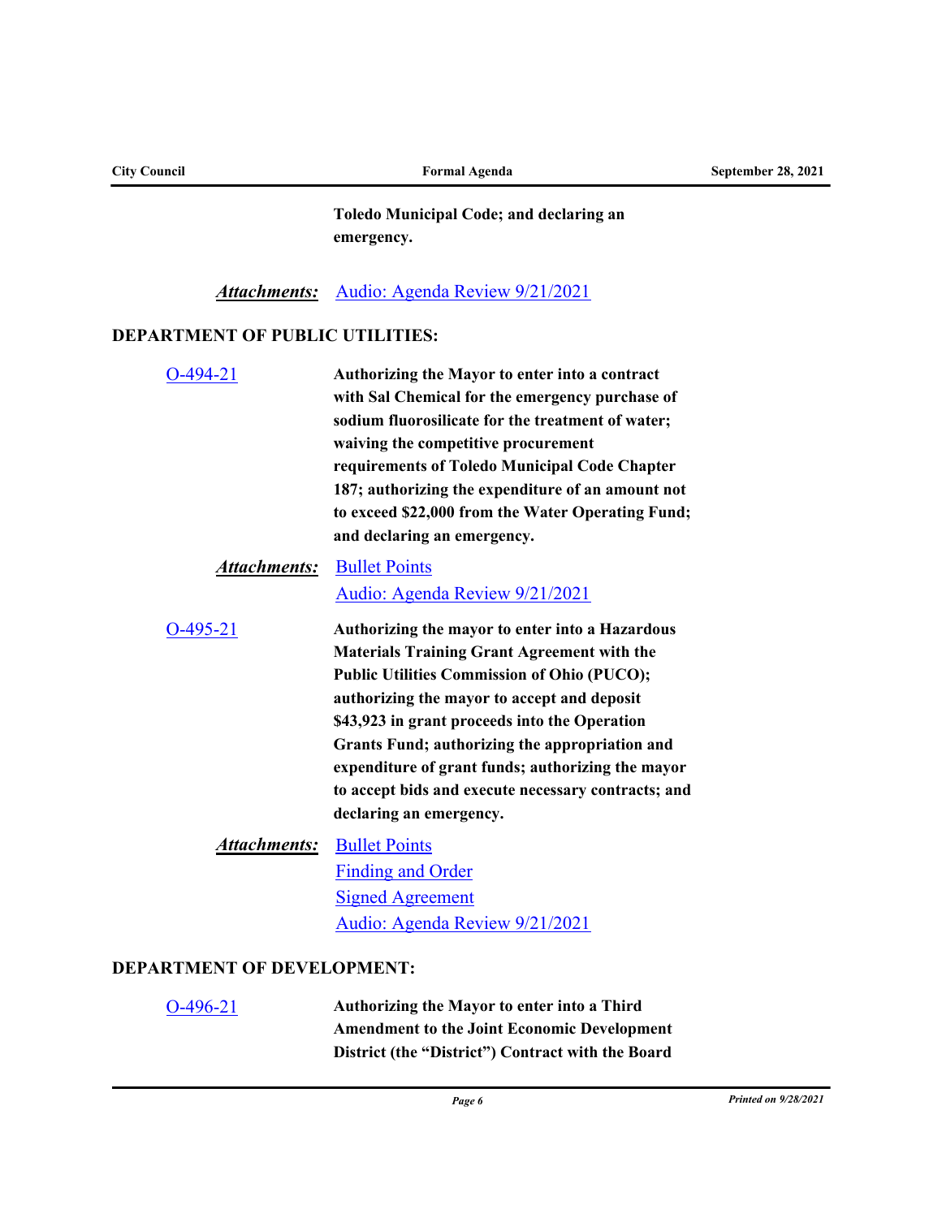**Toledo Municipal Code; and declaring an emergency.**

***Attachments:*** Audio: Agenda Review 9/21/2021

## DEPARTMENT OF PUBLIC UTILITIES:

O-494-21 **Authorizing the Mayor to enter into a contract with Sal Chemical for the emergency purchase of sodium fluorosilicate for the treatment of water; waiving the competitive procurement requirements of Toledo Municipal Code Chapter 187; authorizing the expenditure of an amount not to exceed $22,000 from the Water Operating Fund; and declaring an emergency.**

***Attachments:*** Bullet Points
Audio: Agenda Review 9/21/2021

O-495-21 **Authorizing the mayor to enter into a Hazardous Materials Training Grant Agreement with the Public Utilities Commission of Ohio (PUCO); authorizing the mayor to accept and deposit $43,923 in grant proceeds into the Operation Grants Fund; authorizing the appropriation and expenditure of grant funds; authorizing the mayor to accept bids and execute necessary contracts; and declaring an emergency.**

***Attachments:*** Bullet Points
Finding and Order
Signed Agreement
Audio: Agenda Review 9/21/2021

## DEPARTMENT OF DEVELOPMENT:

O-496-21 **Authorizing the Mayor to enter into a Third Amendment to the Joint Economic Development District (the "District") Contract with the Board**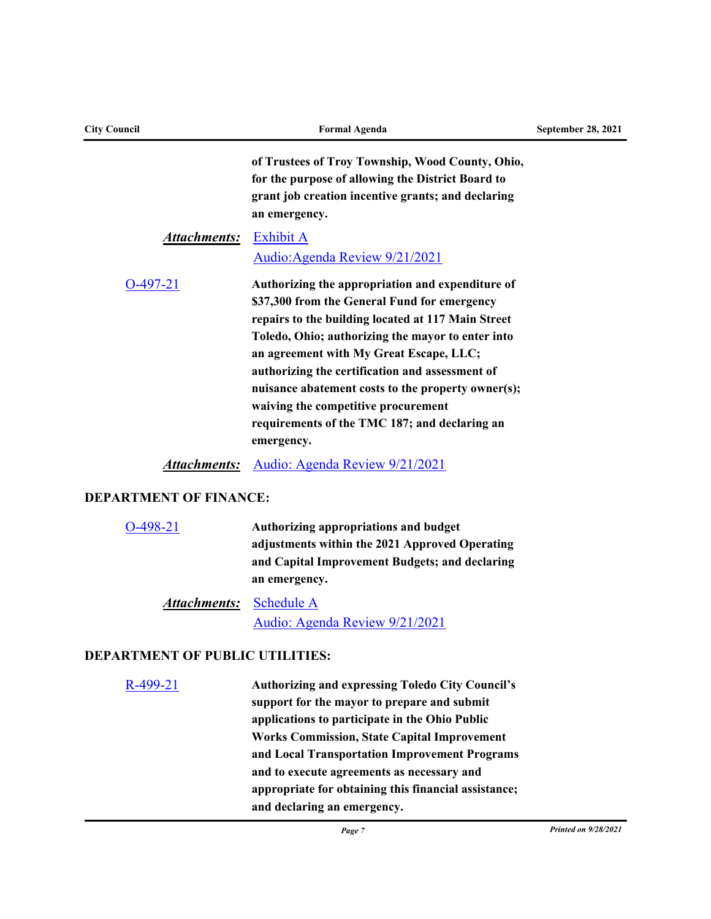**of Trustees of Troy Township, Wood County, Ohio, for the purpose of allowing the District Board to grant job creation incentive grants; and declaring an emergency.**

***Attachments:*** Exhibit A
Audio:Agenda Review 9/21/2021

O-497-21 **Authorizing the appropriation and expenditure of $37,300 from the General Fund for emergency repairs to the building located at 117 Main Street Toledo, Ohio; authorizing the mayor to enter into an agreement with My Great Escape, LLC; authorizing the certification and assessment of nuisance abatement costs to the property owner(s); waiving the competitive procurement requirements of the TMC 187; and declaring an emergency.**

***Attachments:*** Audio: Agenda Review 9/21/2021

**DEPARTMENT OF FINANCE:**

O-498-21 **Authorizing appropriations and budget adjustments within the 2021 Approved Operating and Capital Improvement Budgets; and declaring an emergency.**

***Attachments:*** Schedule A
Audio: Agenda Review 9/21/2021

**DEPARTMENT OF PUBLIC UTILITIES:**

R-499-21 **Authorizing and expressing Toledo City Council's support for the mayor to prepare and submit applications to participate in the Ohio Public Works Commission, State Capital Improvement and Local Transportation Improvement Programs and to execute agreements as necessary and appropriate for obtaining this financial assistance; and declaring an emergency.**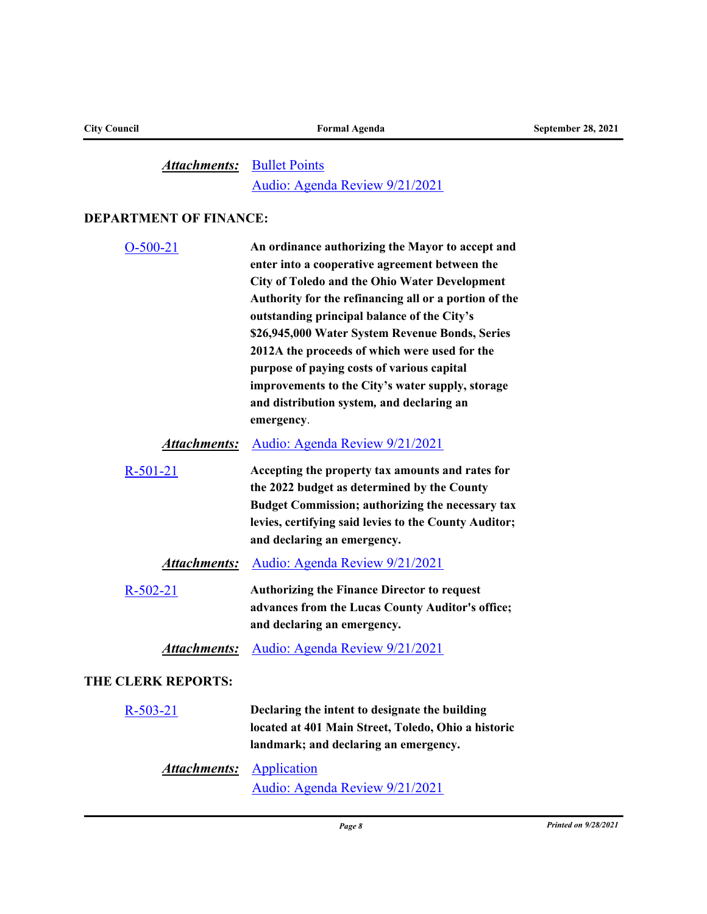***Attachments:*** Bullet Points
Audio: Agenda Review 9/21/2021

**DEPARTMENT OF FINANCE:**

O-500-21 **An ordinance authorizing the Mayor to accept and enter into a cooperative agreement between the City of Toledo and the Ohio Water Development Authority for the refinancing all or a portion of the outstanding principal balance of the City's $26,945,000 Water System Revenue Bonds, Series 2012A the proceeds of which were used for the purpose of paying costs of various capital improvements to the City's water supply, storage and distribution system, and declaring an emergency**.

***Attachments:*** Audio: Agenda Review 9/21/2021

R-501-21 **Accepting the property tax amounts and rates for the 2022 budget as determined by the County Budget Commission; authorizing the necessary tax levies, certifying said levies to the County Auditor; and declaring an emergency.**

***Attachments:*** Audio: Agenda Review 9/21/2021

R-502-21 **Authorizing the Finance Director to request advances from the Lucas County Auditor's office; and declaring an emergency.**

***Attachments:*** Audio: Agenda Review 9/21/2021

**THE CLERK REPORTS:**

R-503-21 **Declaring the intent to designate the building located at 401 Main Street, Toledo, Ohio a historic landmark; and declaring an emergency.**

***Attachments:*** Application
Audio: Agenda Review 9/21/2021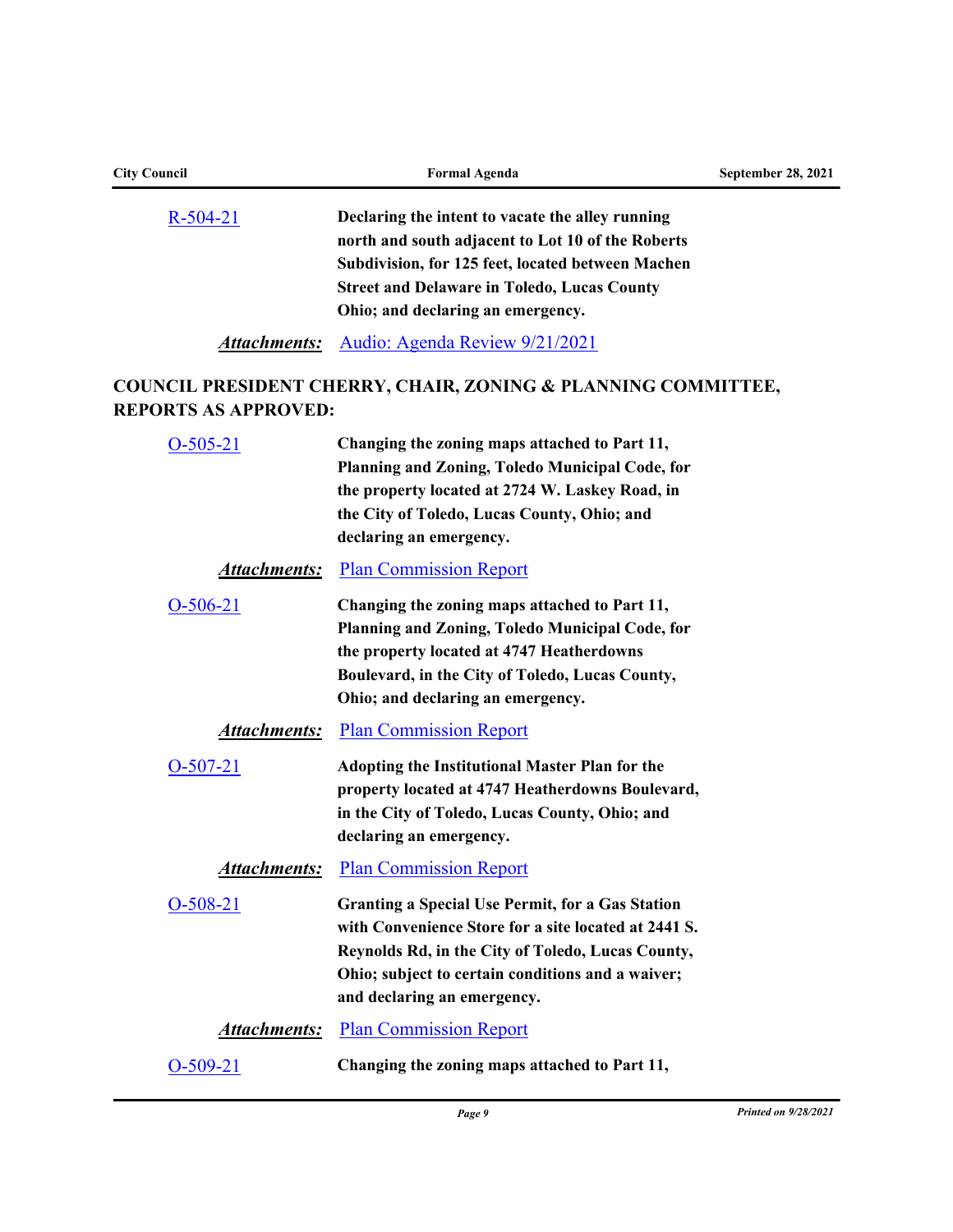R-504-21 **Declaring the intent to vacate the alley running north and south adjacent to Lot 10 of the Roberts Subdivision, for 125 feet, located between Machen Street and Delaware in Toledo, Lucas County Ohio; and declaring an emergency.**

***Attachments:*** Audio: Agenda Review 9/21/2021

## COUNCIL PRESIDENT CHERRY, CHAIR, ZONING & PLANNING COMMITTEE, REPORTS AS APPROVED:

O-505-21 **Changing the zoning maps attached to Part 11, Planning and Zoning, Toledo Municipal Code, for the property located at 2724 W. Laskey Road, in the City of Toledo, Lucas County, Ohio; and declaring an emergency.**

***Attachments:*** Plan Commission Report

O-506-21 **Changing the zoning maps attached to Part 11, Planning and Zoning, Toledo Municipal Code, for the property located at 4747 Heatherdowns Boulevard, in the City of Toledo, Lucas County, Ohio; and declaring an emergency.**

***Attachments:*** Plan Commission Report

O-507-21 **Adopting the Institutional Master Plan for the property located at 4747 Heatherdowns Boulevard, in the City of Toledo, Lucas County, Ohio; and declaring an emergency.**

***Attachments:*** Plan Commission Report

O-508-21 **Granting a Special Use Permit, for a Gas Station with Convenience Store for a site located at 2441 S. Reynolds Rd, in the City of Toledo, Lucas County, Ohio; subject to certain conditions and a waiver; and declaring an emergency.**

***Attachments:*** Plan Commission Report

O-509-21 **Changing the zoning maps attached to Part 11,**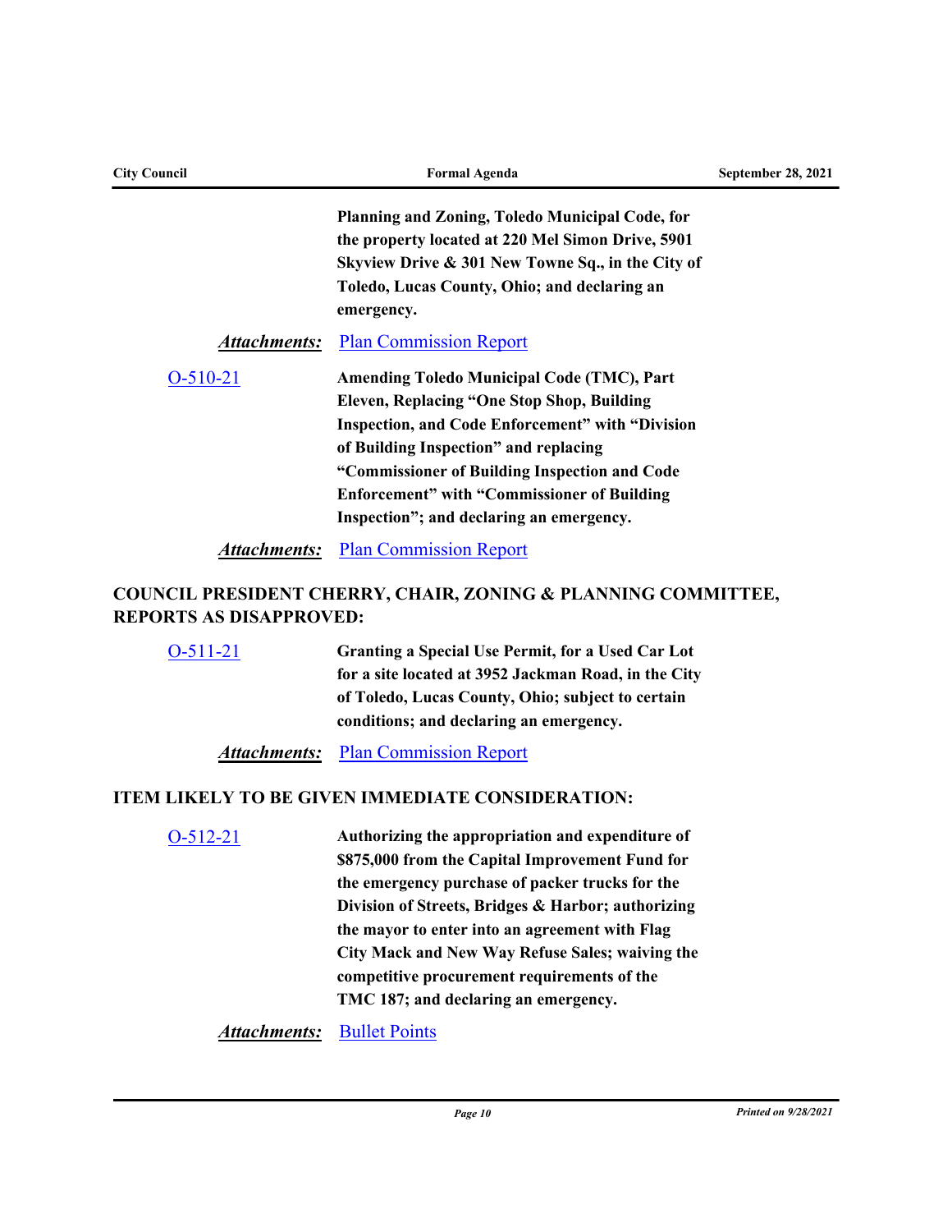**Planning and Zoning, Toledo Municipal Code, for the property located at 220 Mel Simon Drive, 5901 Skyview Drive & 301 New Towne Sq., in the City of Toledo, Lucas County, Ohio; and declaring an emergency.**

***Attachments:*** Plan Commission Report

O-510-21 **Amending Toledo Municipal Code (TMC), Part Eleven, Replacing "One Stop Shop, Building Inspection, and Code Enforcement" with "Division of Building Inspection" and replacing "Commissioner of Building Inspection and Code Enforcement" with "Commissioner of Building Inspection"; and declaring an emergency.**

***Attachments:*** Plan Commission Report

## COUNCIL PRESIDENT CHERRY, CHAIR, ZONING & PLANNING COMMITTEE, REPORTS AS DISAPPROVED:

O-511-21 **Granting a Special Use Permit, for a Used Car Lot for a site located at 3952 Jackman Road, in the City of Toledo, Lucas County, Ohio; subject to certain conditions; and declaring an emergency.**

***Attachments:*** Plan Commission Report

## ITEM LIKELY TO BE GIVEN IMMEDIATE CONSIDERATION:

O-512-21 **Authorizing the appropriation and expenditure of $875,000 from the Capital Improvement Fund for the emergency purchase of packer trucks for the Division of Streets, Bridges & Harbor; authorizing the mayor to enter into an agreement with Flag City Mack and New Way Refuse Sales; waiving the competitive procurement requirements of the TMC 187; and declaring an emergency.**

***Attachments:*** Bullet Points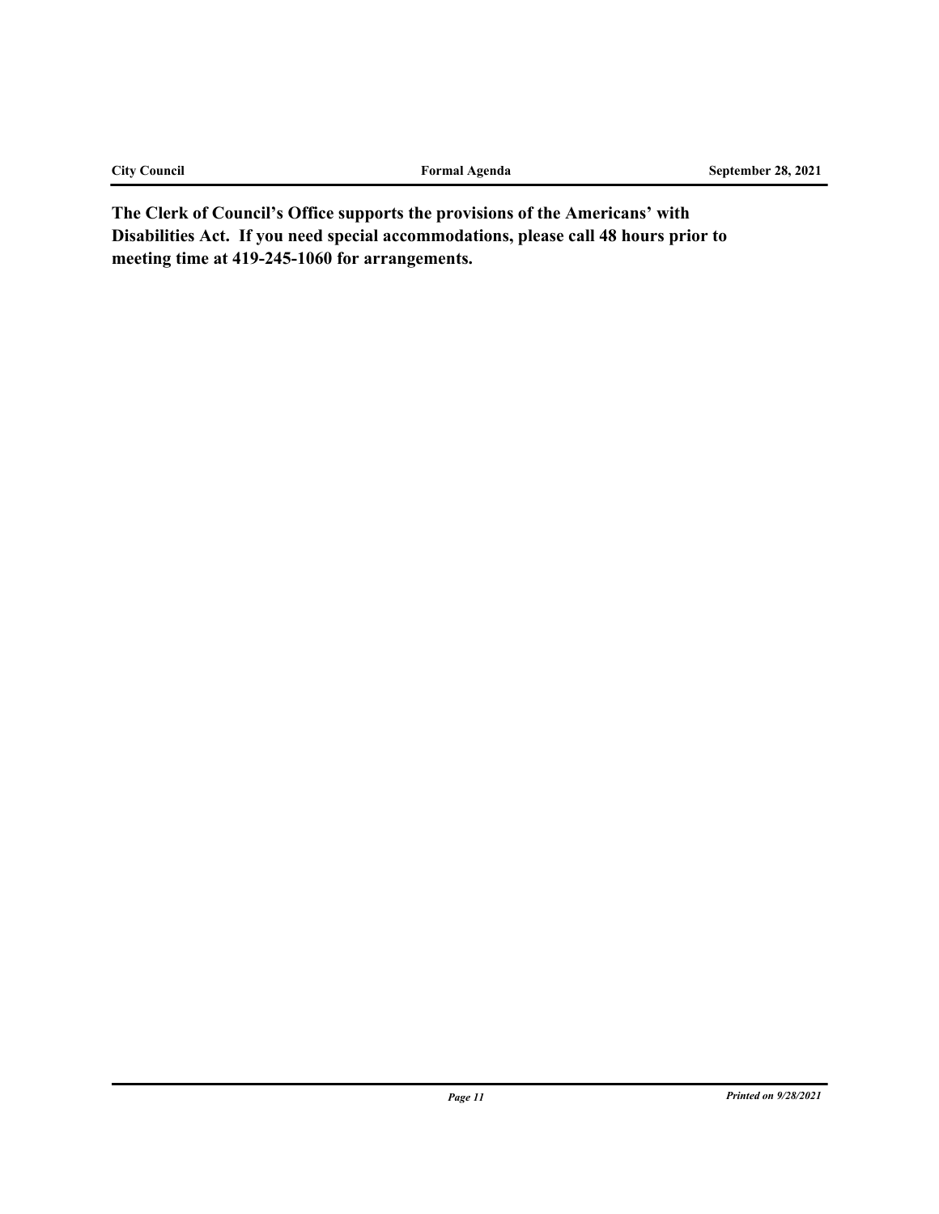**The Clerk of Council's Office supports the provisions of the Americans' with Disabilities Act. If you need special accommodations, please call 48 hours prior to meeting time at 419-245-1060 for arrangements.**